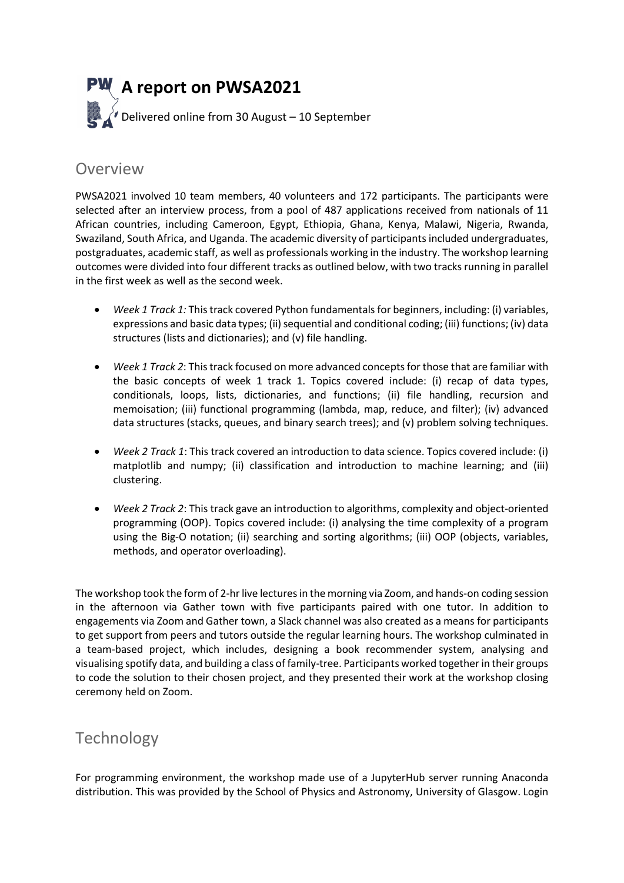# A report on PWSA2021

Delivered online from 30 August – 10 September

## Overview

PWSA2021 involved 10 team members, 40 volunteers and 172 participants. The participants were selected after an interview process, from a pool of 487 applications received from nationals of 11 African countries, including Cameroon, Egypt, Ethiopia, Ghana, Kenya, Malawi, Nigeria, Rwanda, Swaziland, South Africa, and Uganda. The academic diversity of participants included undergraduates, postgraduates, academic staff, as well as professionals working in the industry. The workshop learning outcomes were divided into four different tracks as outlined below, with two tracks running in parallel in the first week as well as the second week.

- *Week 1 Track 1:* This track covered Python fundamentals for beginners, including: (i) variables, expressions and basic data types; (ii) sequential and conditional coding; (iii) functions; (iv) data structures (lists and dictionaries); and (v) file handling.

- *Week 1 Track 2*: This track focused on more advanced concepts for those that are familiar with the basic concepts of week 1 track 1. Topics covered include: (i) recap of data types, conditionals, loops, lists, dictionaries, and functions; (ii) file handling, recursion and memoisation; (iii) functional programming (lambda, map, reduce, and filter); (iv) advanced data structures (stacks, queues, and binary search trees); and (v) problem solving techniques.

- *Week 2 Track 1*: This track covered an introduction to data science. Topics covered include: (i) matplotlib and numpy; (ii) classification and introduction to machine learning; and (iii) clustering.

- *Week 2 Track 2*: This track gave an introduction to algorithms, complexity and object-oriented programming (OOP). Topics covered include: (i) analysing the time complexity of a program using the Big-O notation; (ii) searching and sorting algorithms; (iii) OOP (objects, variables, methods, and operator overloading).

The workshop took the form of 2-hr live lectures in the morning via Zoom, and hands-on coding session in the afternoon via Gather town with five participants paired with one tutor. In addition to engagements via Zoom and Gather town, a Slack channel was also created as a means for participants to get support from peers and tutors outside the regular learning hours. The workshop culminated in a team-based project, which includes, designing a book recommender system, analysing and visualising spotify data, and building a class of family-tree. Participants worked together in their groups to code the solution to their chosen project, and they presented their work at the workshop closing ceremony held on Zoom.

## Technology

For programming environment, the workshop made use of a JupyterHub server running Anaconda distribution. This was provided by the School of Physics and Astronomy, University of Glasgow. Login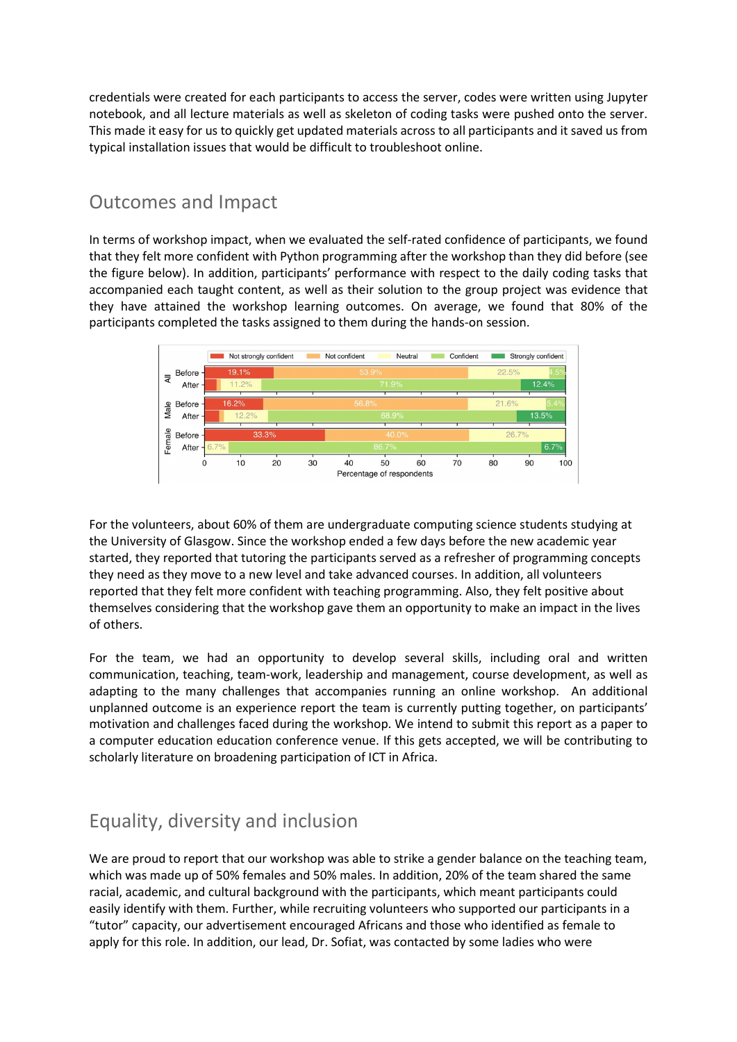credentials were created for each participants to access the server, codes were written using Jupyter notebook, and all lecture materials as well as skeleton of coding tasks were pushed onto the server. This made it easy for us to quickly get updated materials across to all participants and it saved us from typical installation issues that would be difficult to troubleshoot online.

## Outcomes and Impact

In terms of workshop impact, when we evaluated the self-rated confidence of participants, we found that they felt more confident with Python programming after the workshop than they did before (see the figure below). In addition, participants' performance with respect to the daily coding tasks that accompanied each taught content, as well as their solution to the group project was evidence that they have attained the workshop learning outcomes. On average, we found that 80% of the participants completed the tasks assigned to them during the hands-on session.

For the volunteers, about 60% of them are undergraduate computing science students studying at the University of Glasgow. Since the workshop ended a few days before the new academic year started, they reported that tutoring the participants served as a refresher of programming concepts they need as they move to a new level and take advanced courses. In addition, all volunteers reported that they felt more confident with teaching programming. Also, they felt positive about themselves considering that the workshop gave them an opportunity to make an impact in the lives of others.

For the team, we had an opportunity to develop several skills, including oral and written communication, teaching, team-work, leadership and management, course development, as well as adapting to the many challenges that accompanies running an online workshop. An additional unplanned outcome is an experience report the team is currently putting together, on participants' motivation and challenges faced during the workshop. We intend to submit this report as a paper to a computer education education conference venue. If this gets accepted, we will be contributing to scholarly literature on broadening participation of ICT in Africa.

## Equality, diversity and inclusion

We are proud to report that our workshop was able to strike a gender balance on the teaching team, which was made up of 50% females and 50% males. In addition, 20% of the team shared the same racial, academic, and cultural background with the participants, which meant participants could easily identify with them. Further, while recruiting volunteers who supported our participants in a "tutor" capacity, our advertisement encouraged Africans and those who identified as female to apply for this role. In addition, our lead, Dr. Sofiat, was contacted by some ladies who were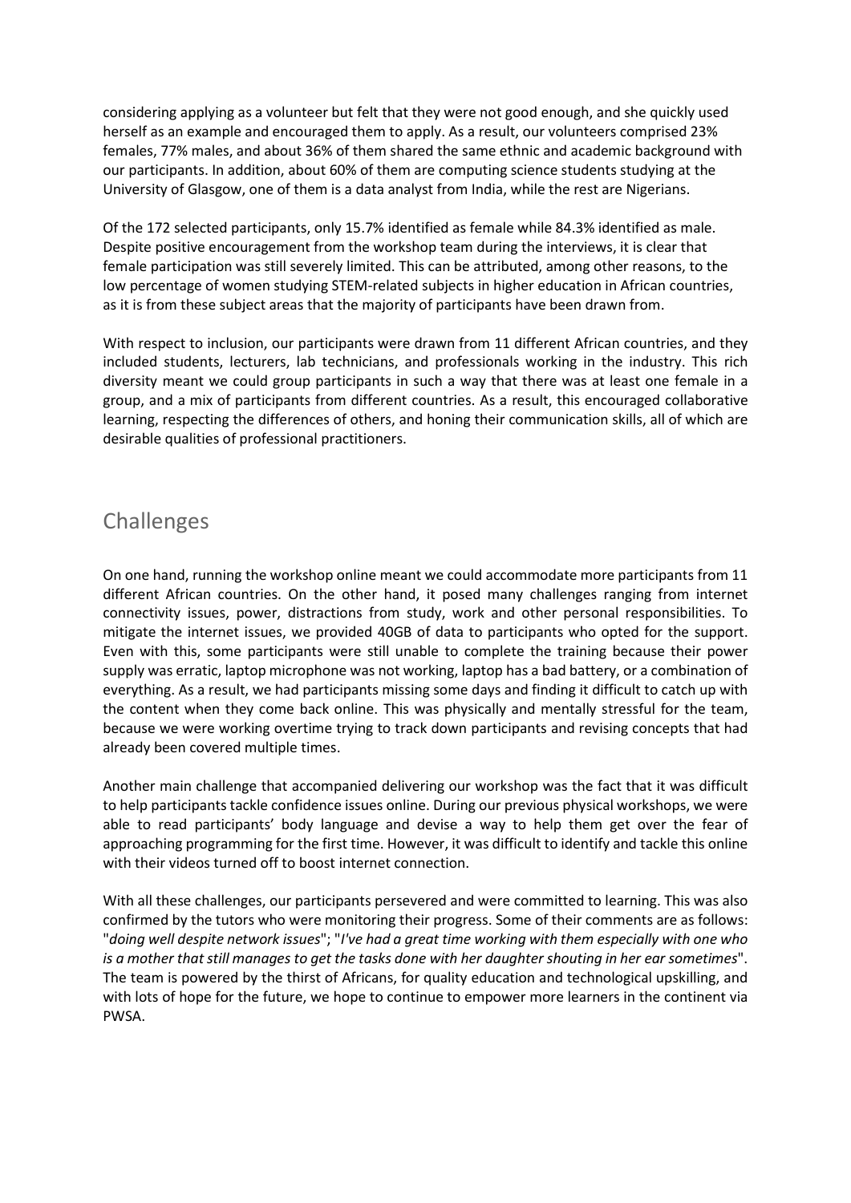considering applying as a volunteer but felt that they were not good enough, and she quickly used herself as an example and encouraged them to apply. As a result, our volunteers comprised 23% females, 77% males, and about 36% of them shared the same ethnic and academic background with our participants. In addition, about 60% of them are computing science students studying at the University of Glasgow, one of them is a data analyst from India, while the rest are Nigerians.

Of the 172 selected participants, only 15.7% identified as female while 84.3% identified as male. Despite positive encouragement from the workshop team during the interviews, it is clear that female participation was still severely limited. This can be attributed, among other reasons, to the low percentage of women studying STEM-related subjects in higher education in African countries, as it is from these subject areas that the majority of participants have been drawn from.

With respect to inclusion, our participants were drawn from 11 different African countries, and they included students, lecturers, lab technicians, and professionals working in the industry. This rich diversity meant we could group participants in such a way that there was at least one female in a group, and a mix of participants from different countries. As a result, this encouraged collaborative learning, respecting the differences of others, and honing their communication skills, all of which are desirable qualities of professional practitioners.

## Challenges

On one hand, running the workshop online meant we could accommodate more participants from 11 different African countries. On the other hand, it posed many challenges ranging from internet connectivity issues, power, distractions from study, work and other personal responsibilities. To mitigate the internet issues, we provided 40GB of data to participants who opted for the support. Even with this, some participants were still unable to complete the training because their power supply was erratic, laptop microphone was not working, laptop has a bad battery, or a combination of everything. As a result, we had participants missing some days and finding it difficult to catch up with the content when they come back online. This was physically and mentally stressful for the team, because we were working overtime trying to track down participants and revising concepts that had already been covered multiple times.

Another main challenge that accompanied delivering our workshop was the fact that it was difficult to help participants tackle confidence issues online. During our previous physical workshops, we were able to read participants' body language and devise a way to help them get over the fear of approaching programming for the first time. However, it was difficult to identify and tackle this online with their videos turned off to boost internet connection.

With all these challenges, our participants persevered and were committed to learning. This was also confirmed by the tutors who were monitoring their progress. Some of their comments are as follows: "*doing well despite network issues*"; "*I've had a great time working with them especially with one who is a mother that still manages to get the tasks done with her daughter shouting in her ear sometimes*". The team is powered by the thirst of Africans, for quality education and technological upskilling, and with lots of hope for the future, we hope to continue to empower more learners in the continent via PWSA.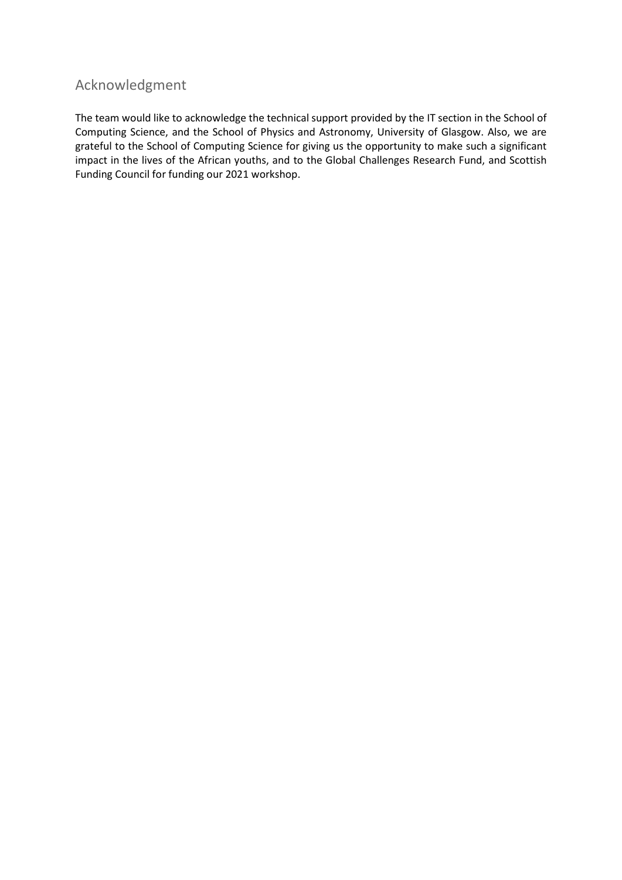## Acknowledgment

The team would like to acknowledge the technical support provided by the IT section in the School of Computing Science, and the School of Physics and Astronomy, University of Glasgow. Also, we are grateful to the School of Computing Science for giving us the opportunity to make such a significant impact in the lives of the African youths, and to the Global Challenges Research Fund, and Scottish Funding Council for funding our 2021 workshop.